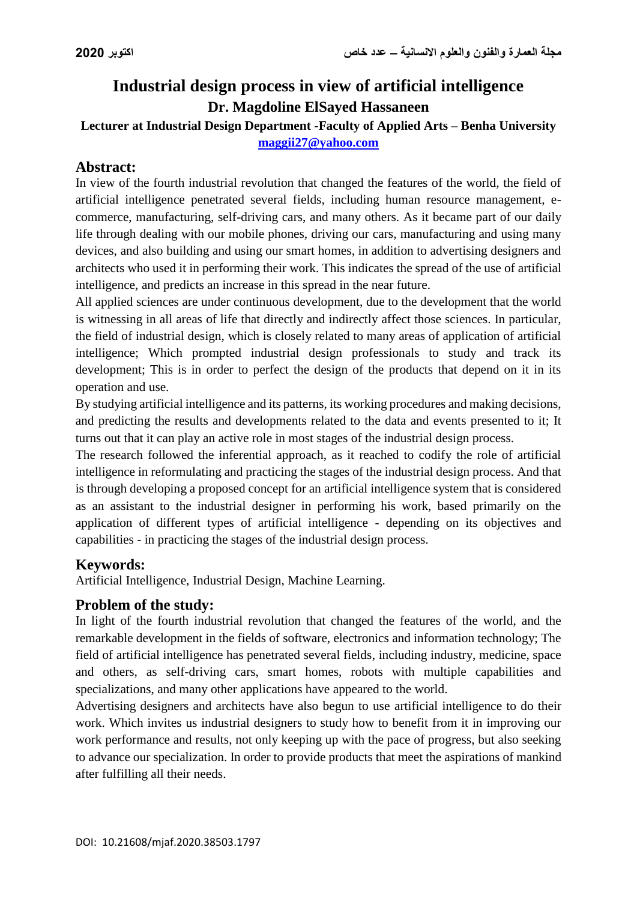# Industrial design process in view of artificial intelligence

## Dr. Magdoline ElSayed Hassaneen

**Lecturer at Industrial Design Department -Faculty of Applied Arts – Benha University**

**maggii27@yahoo.com**

## Abstract:

In view of the fourth industrial revolution that changed the features of the world, the field of artificial intelligence penetrated several fields, including human resource management, e-commerce, manufacturing, self-driving cars, and many others. As it became part of our daily life through dealing with our mobile phones, driving our cars, manufacturing and using many devices, and also building and using our smart homes, in addition to advertising designers and architects who used it in performing their work. This indicates the spread of the use of artificial intelligence, and predicts an increase in this spread in the near future.

All applied sciences are under continuous development, due to the development that the world is witnessing in all areas of life that directly and indirectly affect those sciences. In particular, the field of industrial design, which is closely related to many areas of application of artificial intelligence; Which prompted industrial design professionals to study and track its development; This is in order to perfect the design of the products that depend on it in its operation and use.

By studying artificial intelligence and its patterns, its working procedures and making decisions, and predicting the results and developments related to the data and events presented to it; It turns out that it can play an active role in most stages of the industrial design process.

The research followed the inferential approach, as it reached to codify the role of artificial intelligence in reformulating and practicing the stages of the industrial design process. And that is through developing a proposed concept for an artificial intelligence system that is considered as an assistant to the industrial designer in performing his work, based primarily on the application of different types of artificial intelligence - depending on its objectives and capabilities - in practicing the stages of the industrial design process.

## Keywords:

Artificial Intelligence, Industrial Design, Machine Learning.

## Problem of the study:

In light of the fourth industrial revolution that changed the features of the world, and the remarkable development in the fields of software, electronics and information technology; The field of artificial intelligence has penetrated several fields, including industry, medicine, space and others, as self-driving cars, smart homes, robots with multiple capabilities and specializations, and many other applications have appeared to the world.

Advertising designers and architects have also begun to use artificial intelligence to do their work. Which invites us industrial designers to study how to benefit from it in improving our work performance and results, not only keeping up with the pace of progress, but also seeking to advance our specialization. In order to provide products that meet the aspirations of mankind after fulfilling all their needs.

DOI: 10.21608/mjaf.2020.38503.1797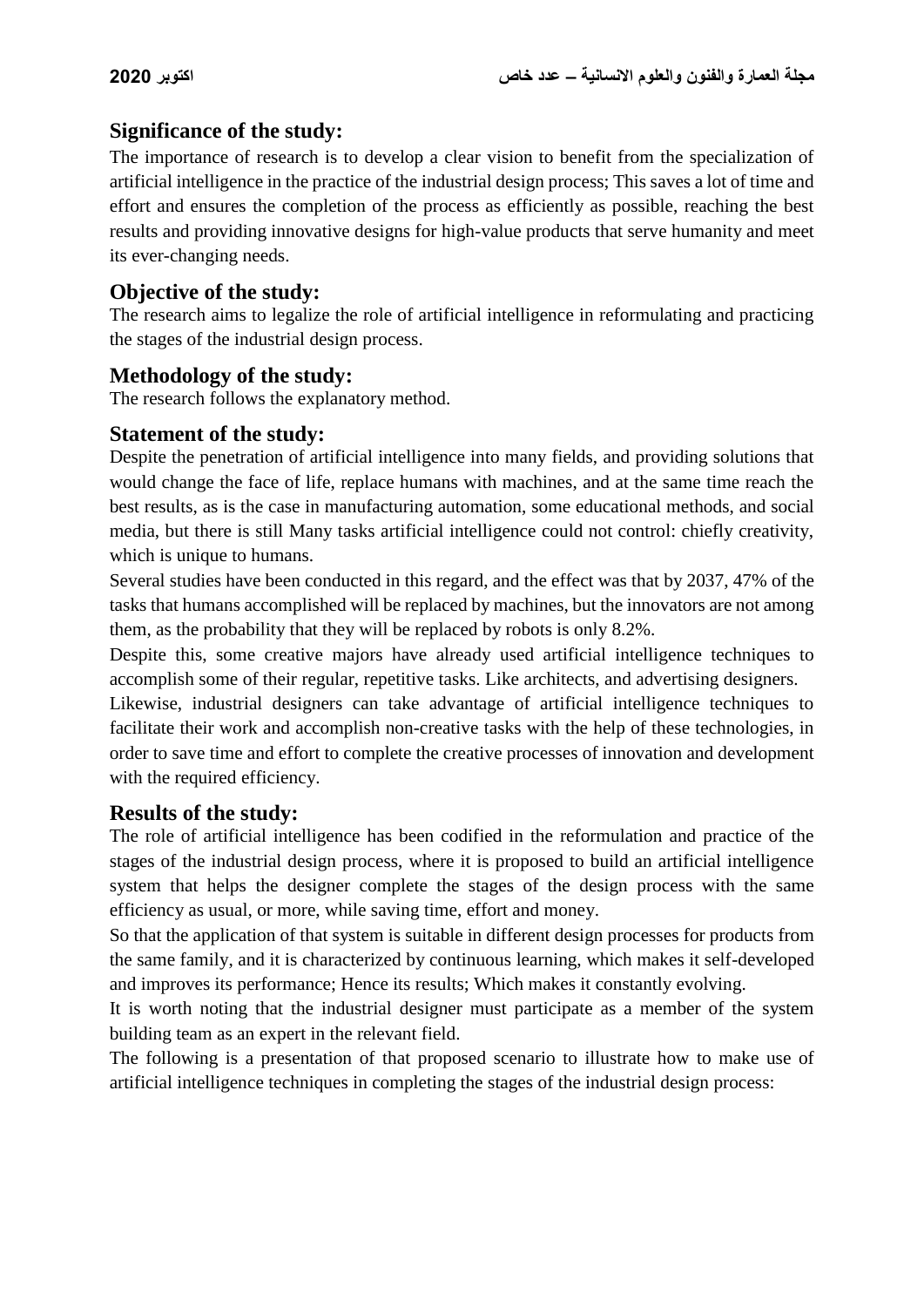## Significance of the study:

The importance of research is to develop a clear vision to benefit from the specialization of artificial intelligence in the practice of the industrial design process; This saves a lot of time and effort and ensures the completion of the process as efficiently as possible, reaching the best results and providing innovative designs for high-value products that serve humanity and meet its ever-changing needs.

## Objective of the study:

The research aims to legalize the role of artificial intelligence in reformulating and practicing the stages of the industrial design process.

## Methodology of the study:

The research follows the explanatory method.

## Statement of the study:

Despite the penetration of artificial intelligence into many fields, and providing solutions that would change the face of life, replace humans with machines, and at the same time reach the best results, as is the case in manufacturing automation, some educational methods, and social media, but there is still Many tasks artificial intelligence could not control: chiefly creativity, which is unique to humans.

Several studies have been conducted in this regard, and the effect was that by 2037, 47% of the tasks that humans accomplished will be replaced by machines, but the innovators are not among them, as the probability that they will be replaced by robots is only 8.2%.

Despite this, some creative majors have already used artificial intelligence techniques to accomplish some of their regular, repetitive tasks. Like architects, and advertising designers.

Likewise, industrial designers can take advantage of artificial intelligence techniques to facilitate their work and accomplish non-creative tasks with the help of these technologies, in order to save time and effort to complete the creative processes of innovation and development with the required efficiency.

## Results of the study:

The role of artificial intelligence has been codified in the reformulation and practice of the stages of the industrial design process, where it is proposed to build an artificial intelligence system that helps the designer complete the stages of the design process with the same efficiency as usual, or more, while saving time, effort and money.

So that the application of that system is suitable in different design processes for products from the same family, and it is characterized by continuous learning, which makes it self-developed and improves its performance; Hence its results; Which makes it constantly evolving.

It is worth noting that the industrial designer must participate as a member of the system building team as an expert in the relevant field.

The following is a presentation of that proposed scenario to illustrate how to make use of artificial intelligence techniques in completing the stages of the industrial design process: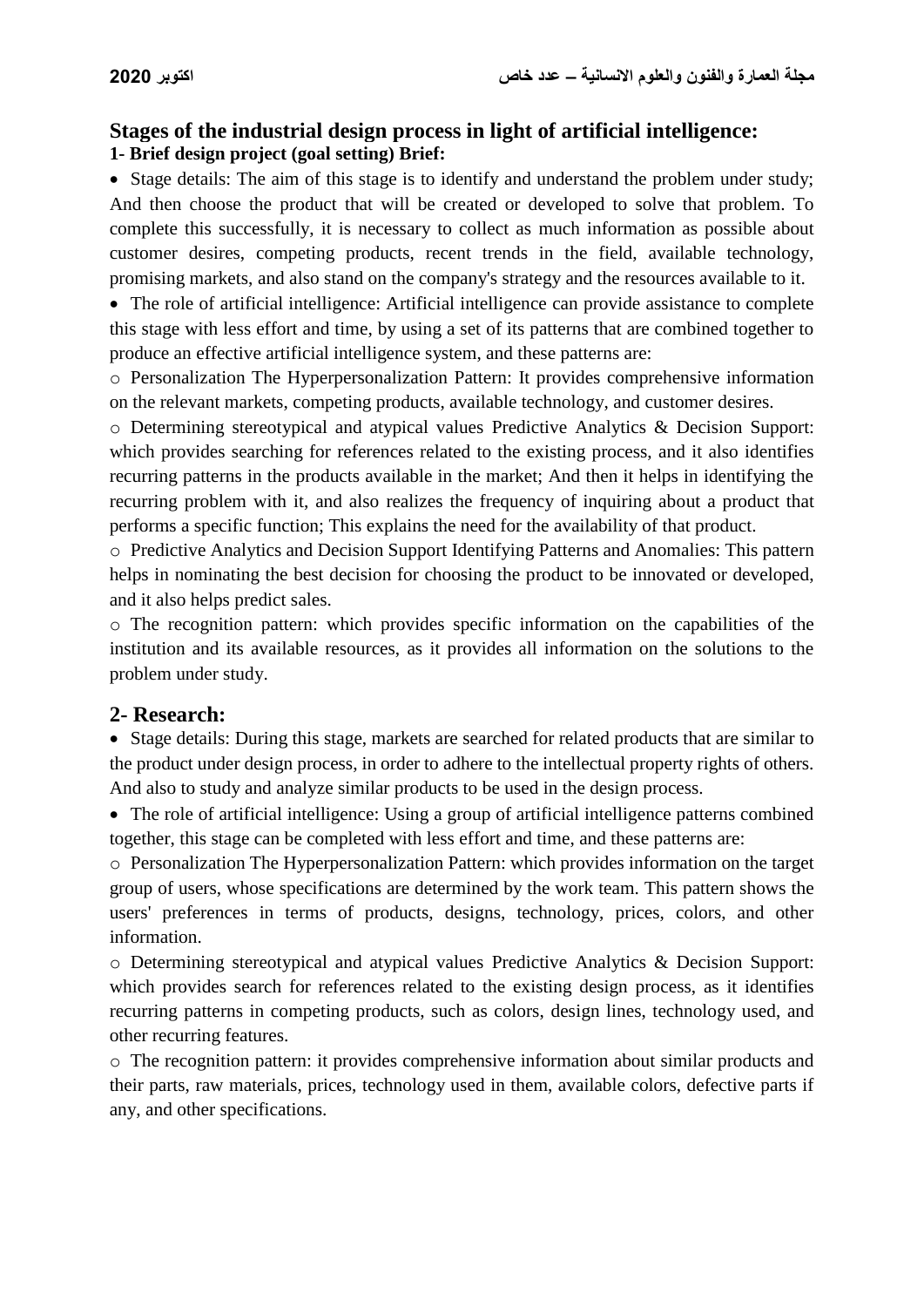## Stages of the industrial design process in light of artificial intelligence:

### 1- Brief design project (goal setting) Brief:

- Stage details: The aim of this stage is to identify and understand the problem under study; And then choose the product that will be created or developed to solve that problem. To complete this successfully, it is necessary to collect as much information as possible about customer desires, competing products, recent trends in the field, available technology, promising markets, and also stand on the company's strategy and the resources available to it.
- The role of artificial intelligence: Artificial intelligence can provide assistance to complete this stage with less effort and time, by using a set of its patterns that are combined together to produce an effective artificial intelligence system, and these patterns are:
  - Personalization The Hyperpersonalization Pattern: It provides comprehensive information on the relevant markets, competing products, available technology, and customer desires.
  - Determining stereotypical and atypical values Predictive Analytics & Decision Support: which provides searching for references related to the existing process, and it also identifies recurring patterns in the products available in the market; And then it helps in identifying the recurring problem with it, and also realizes the frequency of inquiring about a product that performs a specific function; This explains the need for the availability of that product.
  - Predictive Analytics and Decision Support Identifying Patterns and Anomalies: This pattern helps in nominating the best decision for choosing the product to be innovated or developed, and it also helps predict sales.
  - The recognition pattern: which provides specific information on the capabilities of the institution and its available resources, as it provides all information on the solutions to the problem under study.

## 2- Research:

- Stage details: During this stage, markets are searched for related products that are similar to the product under design process, in order to adhere to the intellectual property rights of others. And also to study and analyze similar products to be used in the design process.
- The role of artificial intelligence: Using a group of artificial intelligence patterns combined together, this stage can be completed with less effort and time, and these patterns are:
  - Personalization The Hyperpersonalization Pattern: which provides information on the target group of users, whose specifications are determined by the work team. This pattern shows the users' preferences in terms of products, designs, technology, prices, colors, and other information.
  - Determining stereotypical and atypical values Predictive Analytics & Decision Support: which provides search for references related to the existing design process, as it identifies recurring patterns in competing products, such as colors, design lines, technology used, and other recurring features.
  - The recognition pattern: it provides comprehensive information about similar products and their parts, raw materials, prices, technology used in them, available colors, defective parts if any, and other specifications.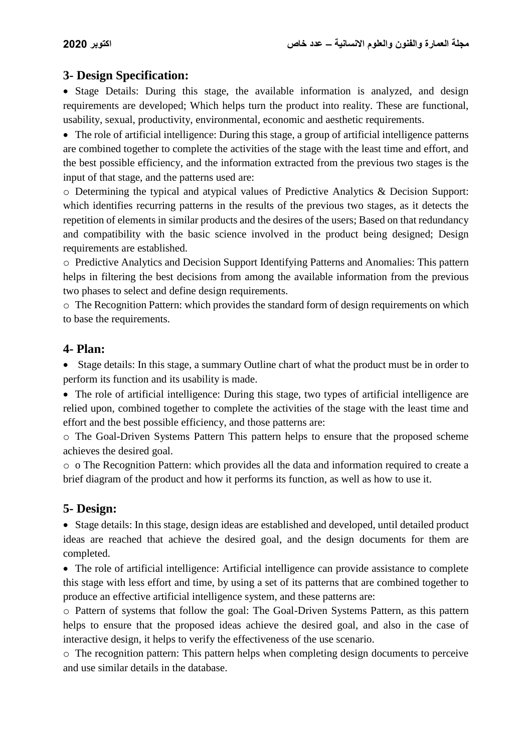## 3- Design Specification:

- Stage Details: During this stage, the available information is analyzed, and design requirements are developed; Which helps turn the product into reality. These are functional, usability, sexual, productivity, environmental, economic and aesthetic requirements.
- The role of artificial intelligence: During this stage, a group of artificial intelligence patterns are combined together to complete the activities of the stage with the least time and effort, and the best possible efficiency, and the information extracted from the previous two stages is the input of that stage, and the patterns used are:
    - Determining the typical and atypical values of Predictive Analytics & Decision Support: which identifies recurring patterns in the results of the previous two stages, as it detects the repetition of elements in similar products and the desires of the users; Based on that redundancy and compatibility with the basic science involved in the product being designed; Design requirements are established.
    - Predictive Analytics and Decision Support Identifying Patterns and Anomalies: This pattern helps in filtering the best decisions from among the available information from the previous two phases to select and define design requirements.
    - The Recognition Pattern: which provides the standard form of design requirements on which to base the requirements.

## 4- Plan:

- Stage details: In this stage, a summary Outline chart of what the product must be in order to perform its function and its usability is made.
- The role of artificial intelligence: During this stage, two types of artificial intelligence are relied upon, combined together to complete the activities of the stage with the least time and effort and the best possible efficiency, and those patterns are:
    - The Goal-Driven Systems Pattern This pattern helps to ensure that the proposed scheme achieves the desired goal.
    - o The Recognition Pattern: which provides all the data and information required to create a brief diagram of the product and how it performs its function, as well as how to use it.

## 5- Design:

- Stage details: In this stage, design ideas are established and developed, until detailed product ideas are reached that achieve the desired goal, and the design documents for them are completed.
- The role of artificial intelligence: Artificial intelligence can provide assistance to complete this stage with less effort and time, by using a set of its patterns that are combined together to produce an effective artificial intelligence system, and these patterns are:
    - Pattern of systems that follow the goal: The Goal-Driven Systems Pattern, as this pattern helps to ensure that the proposed ideas achieve the desired goal, and also in the case of interactive design, it helps to verify the effectiveness of the use scenario.
    - The recognition pattern: This pattern helps when completing design documents to perceive and use similar details in the database.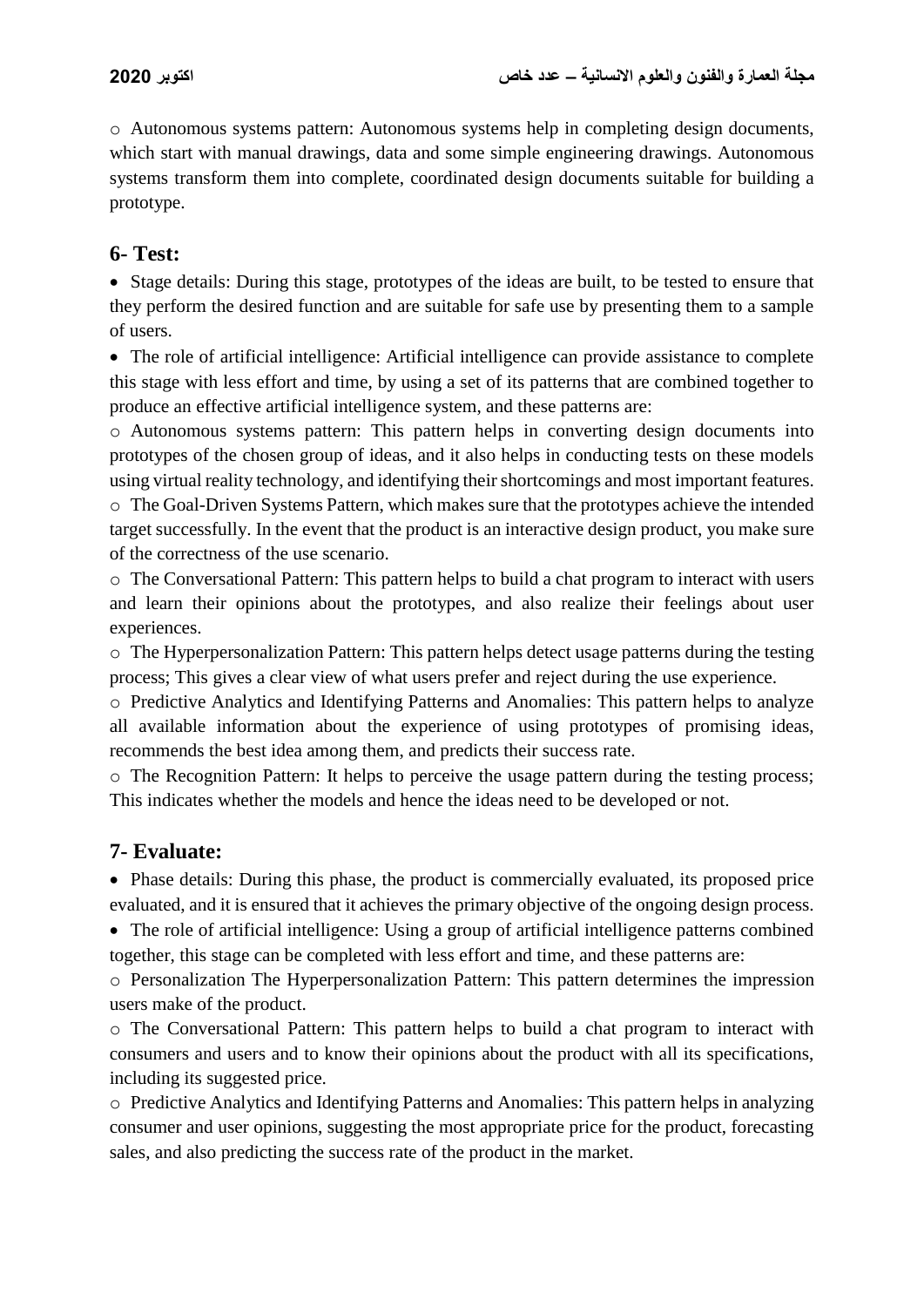o Autonomous systems pattern: Autonomous systems help in completing design documents, which start with manual drawings, data and some simple engineering drawings. Autonomous systems transform them into complete, coordinated design documents suitable for building a prototype.

## 6- Test:

- Stage details: During this stage, prototypes of the ideas are built, to be tested to ensure that they perform the desired function and are suitable for safe use by presenting them to a sample of users.
- The role of artificial intelligence: Artificial intelligence can provide assistance to complete this stage with less effort and time, by using a set of its patterns that are combined together to produce an effective artificial intelligence system, and these patterns are:

o Autonomous systems pattern: This pattern helps in converting design documents into prototypes of the chosen group of ideas, and it also helps in conducting tests on these models using virtual reality technology, and identifying their shortcomings and most important features.

o The Goal-Driven Systems Pattern, which makes sure that the prototypes achieve the intended target successfully. In the event that the product is an interactive design product, you make sure of the correctness of the use scenario.

o The Conversational Pattern: This pattern helps to build a chat program to interact with users and learn their opinions about the prototypes, and also realize their feelings about user experiences.

o The Hyperpersonalization Pattern: This pattern helps detect usage patterns during the testing process; This gives a clear view of what users prefer and reject during the use experience.

o Predictive Analytics and Identifying Patterns and Anomalies: This pattern helps to analyze all available information about the experience of using prototypes of promising ideas, recommends the best idea among them, and predicts their success rate.

o The Recognition Pattern: It helps to perceive the usage pattern during the testing process; This indicates whether the models and hence the ideas need to be developed or not.

## 7- Evaluate:

- Phase details: During this phase, the product is commercially evaluated, its proposed price evaluated, and it is ensured that it achieves the primary objective of the ongoing design process.
- The role of artificial intelligence: Using a group of artificial intelligence patterns combined together, this stage can be completed with less effort and time, and these patterns are:

o Personalization The Hyperpersonalization Pattern: This pattern determines the impression users make of the product.

o The Conversational Pattern: This pattern helps to build a chat program to interact with consumers and users and to know their opinions about the product with all its specifications, including its suggested price.

o Predictive Analytics and Identifying Patterns and Anomalies: This pattern helps in analyzing consumer and user opinions, suggesting the most appropriate price for the product, forecasting sales, and also predicting the success rate of the product in the market.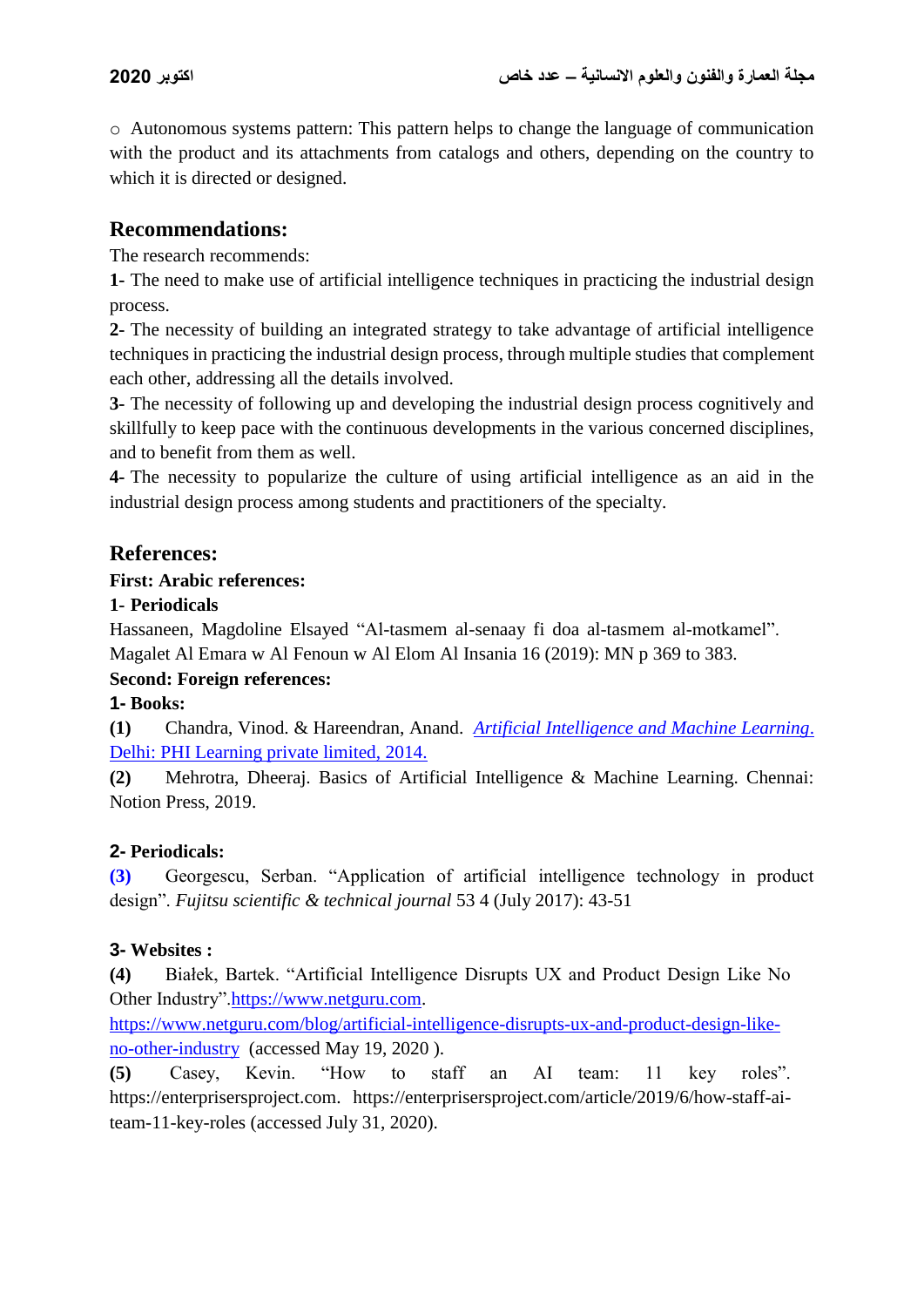○ Autonomous systems pattern: This pattern helps to change the language of communication with the product and its attachments from catalogs and others, depending on the country to which it is directed or designed.

## Recommendations:

The research recommends:

**1-** The need to make use of artificial intelligence techniques in practicing the industrial design process.

**2-** The necessity of building an integrated strategy to take advantage of artificial intelligence techniques in practicing the industrial design process, through multiple studies that complement each other, addressing all the details involved.

**3-** The necessity of following up and developing the industrial design process cognitively and skillfully to keep pace with the continuous developments in the various concerned disciplines, and to benefit from them as well.

**4-** The necessity to popularize the culture of using artificial intelligence as an aid in the industrial design process among students and practitioners of the specialty.

## References:

**First: Arabic references:**

**1- Periodicals**

Hassaneen, Magdoline Elsayed "Al-tasmem al-senaay fi doa al-tasmem al-motkamel". Magalet Al Emara w Al Fenoun w Al Elom Al Insania 16 (2019): MN p 369 to 383.

**Second: Foreign references:**

**1- Books:**

**(1)** Chandra, Vinod. & Hareendran, Anand. *Artificial Intelligence and Machine Learning*. Delhi: PHI Learning private limited, 2014.

**(2)** Mehrotra, Dheeraj. Basics of Artificial Intelligence & Machine Learning. Chennai: Notion Press, 2019.

**2- Periodicals:**

**(3)** Georgescu, Serban. "Application of artificial intelligence technology in product design". *Fujitsu scientific & technical journal* 53 4 (July 2017): 43-51

**3- Websites :**

**(4)** Białek, Bartek. "Artificial Intelligence Disrupts UX and Product Design Like No Other Industry".https://www.netguru.com. https://www.netguru.com/blog/artificial-intelligence-disrupts-ux-and-product-design-like-no-other-industry (accessed May 19, 2020 ).

**(5)** Casey, Kevin. "How to staff an AI team: 11 key roles". https://enterprisersproject.com. https://enterprisersproject.com/article/2019/6/how-staff-ai-team-11-key-roles (accessed July 31, 2020).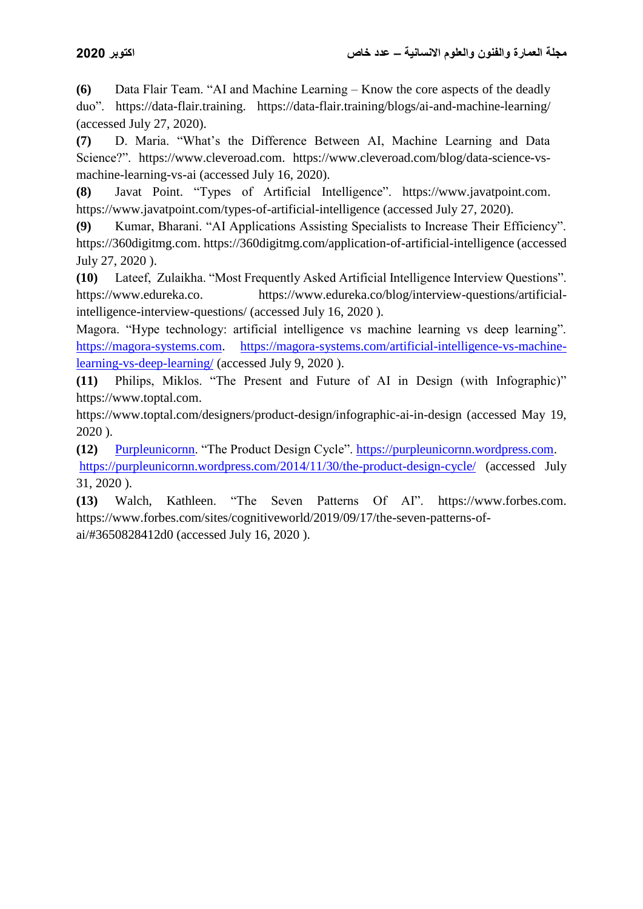**(6)** Data Flair Team. “AI and Machine Learning – Know the core aspects of the deadly duo”. https://data-flair.training. https://data-flair.training/blogs/ai-and-machine-learning/ (accessed July 27, 2020).

**(7)** D. Maria. “What’s the Difference Between AI, Machine Learning and Data Science?”. https://www.cleveroad.com. https://www.cleveroad.com/blog/data-science-vs-machine-learning-vs-ai (accessed July 16, 2020).

**(8)** Javat Point. “Types of Artificial Intelligence”. https://www.javatpoint.com. https://www.javatpoint.com/types-of-artificial-intelligence (accessed July 27, 2020).

**(9)** Kumar, Bharani. “AI Applications Assisting Specialists to Increase Their Efficiency”. https://360digitmg.com. https://360digitmg.com/application-of-artificial-intelligence (accessed July 27, 2020 ).

**(10)** Lateef, Zulaikha. “Most Frequently Asked Artificial Intelligence Interview Questions”. https://www.edureka.co. https://www.edureka.co/blog/interview-questions/artificial-intelligence-interview-questions/ (accessed July 16, 2020 ).

Magora. “Hype technology: artificial intelligence vs machine learning vs deep learning”. [https://magora-systems.com](https://magora-systems.com). [https://magora-systems.com/artificial-intelligence-vs-machine-learning-vs-deep-learning/](https://magora-systems.com/artificial-intelligence-vs-machine-learning-vs-deep-learning/) (accessed July 9, 2020 ).

**(11)** Philips, Miklos. “The Present and Future of AI in Design (with Infographic)” https://www.toptal.com. https://www.toptal.com/designers/product-design/infographic-ai-in-design (accessed May 19, 2020 ).

**(12)** [Purpleunicornn](https://purpleunicornn.wordpress.com). “The Product Design Cycle”. [https://purpleunicornn.wordpress.com](https://purpleunicornn.wordpress.com). [https://purpleunicornn.wordpress.com/2014/11/30/the-product-design-cycle/](https://purpleunicornn.wordpress.com/2014/11/30/the-product-design-cycle/) (accessed July 31, 2020 ).

**(13)** Walch, Kathleen. “The Seven Patterns Of AI”. https://www.forbes.com. https://www.forbes.com/sites/cognitiveworld/2019/09/17/the-seven-patterns-of-ai/#3650828412d0 (accessed July 16, 2020 ).